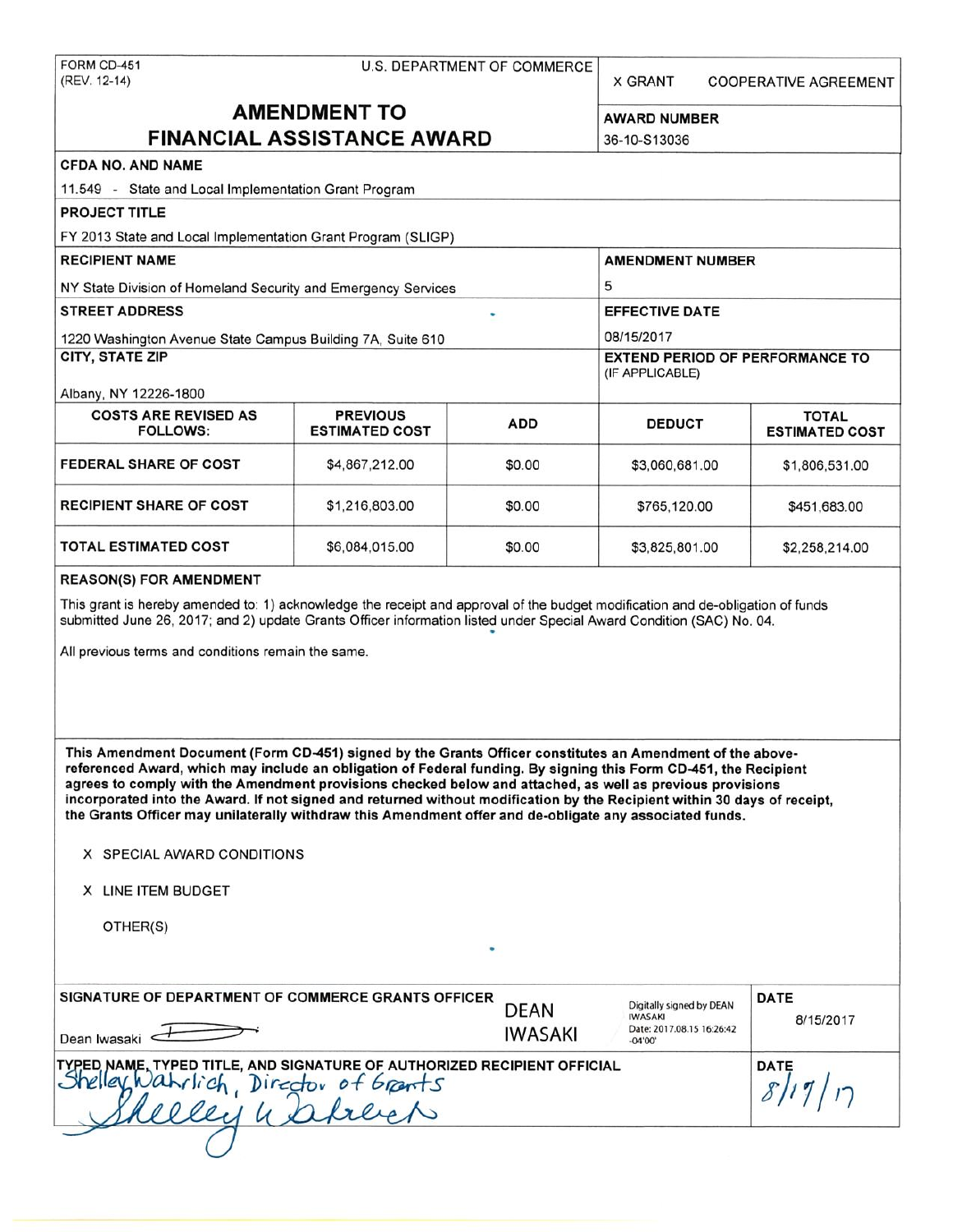FORM CD-451
(REV. 12-14)

U.S. DEPARTMENT OF COMMERCE

X GRANT    COOPERATIVE AGREEMENT

# AMENDMENT TO FINANCIAL ASSISTANCE AWARD

**AWARD NUMBER**
36-10-S13036

**CFDA NO. AND NAME**
11.549 - State and Local Implementation Grant Program

**PROJECT TITLE**
FY 2013 State and Local Implementation Grant Program (SLIGP)

**RECIPIENT NAME**
NY State Division of Homeland Security and Emergency Services

**AMENDMENT NUMBER**
5

**STREET ADDRESS**
1220 Washington Avenue State Campus Building 7A, Suite 610

**EFFECTIVE DATE**
08/15/2017

**CITY, STATE ZIP**
Albany, NY 12226-1800

**EXTEND PERIOD OF PERFORMANCE TO (IF APPLICABLE)**

| COSTS ARE REVISED AS FOLLOWS: | PREVIOUS ESTIMATED COST | ADD | DEDUCT | TOTAL ESTIMATED COST |
|---|---|---|---|---|
| FEDERAL SHARE OF COST | $4,867,212.00 | $0.00 | $3,060,681.00 | $1,806,531.00 |
| RECIPIENT SHARE OF COST | $1,216,803.00 | $0.00 | $765,120.00 | $451,683.00 |
| TOTAL ESTIMATED COST | $6,084,015.00 | $0.00 | $3,825,801.00 | $2,258,214.00 |

**REASON(S) FOR AMENDMENT**

This grant is hereby amended to: 1) acknowledge the receipt and approval of the budget modification and de-obligation of funds submitted June 26, 2017; and 2) update Grants Officer information listed under Special Award Condition (SAC) No. 04.

All previous terms and conditions remain the same.

**This Amendment Document (Form CD-451) signed by the Grants Officer constitutes an Amendment of the above-referenced Award, which may include an obligation of Federal funding. By signing this Form CD-451, the Recipient agrees to comply with the Amendment provisions checked below and attached, as well as previous provisions incorporated into the Award. If not signed and returned without modification by the Recipient within 30 days of receipt, the Grants Officer may unilaterally withdraw this Amendment offer and de-obligate any associated funds.**

X SPECIAL AWARD CONDITIONS

X LINE ITEM BUDGET

OTHER(S)

**SIGNATURE OF DEPARTMENT OF COMMERCE GRANTS OFFICER**
Dean Iwasaki
DEAN IWASAKI — Digitally signed by DEAN IWASAKI Date: 2017.08.15 16:26:42 -04'00'

**DATE**
8/15/2017

**TYPED NAME, TYPED TITLE, AND SIGNATURE OF AUTHORIZED RECIPIENT OFFICIAL**
Shelley Wahrlich, Director of Grants
Shelley Wahrlich

**DATE**
8/17/17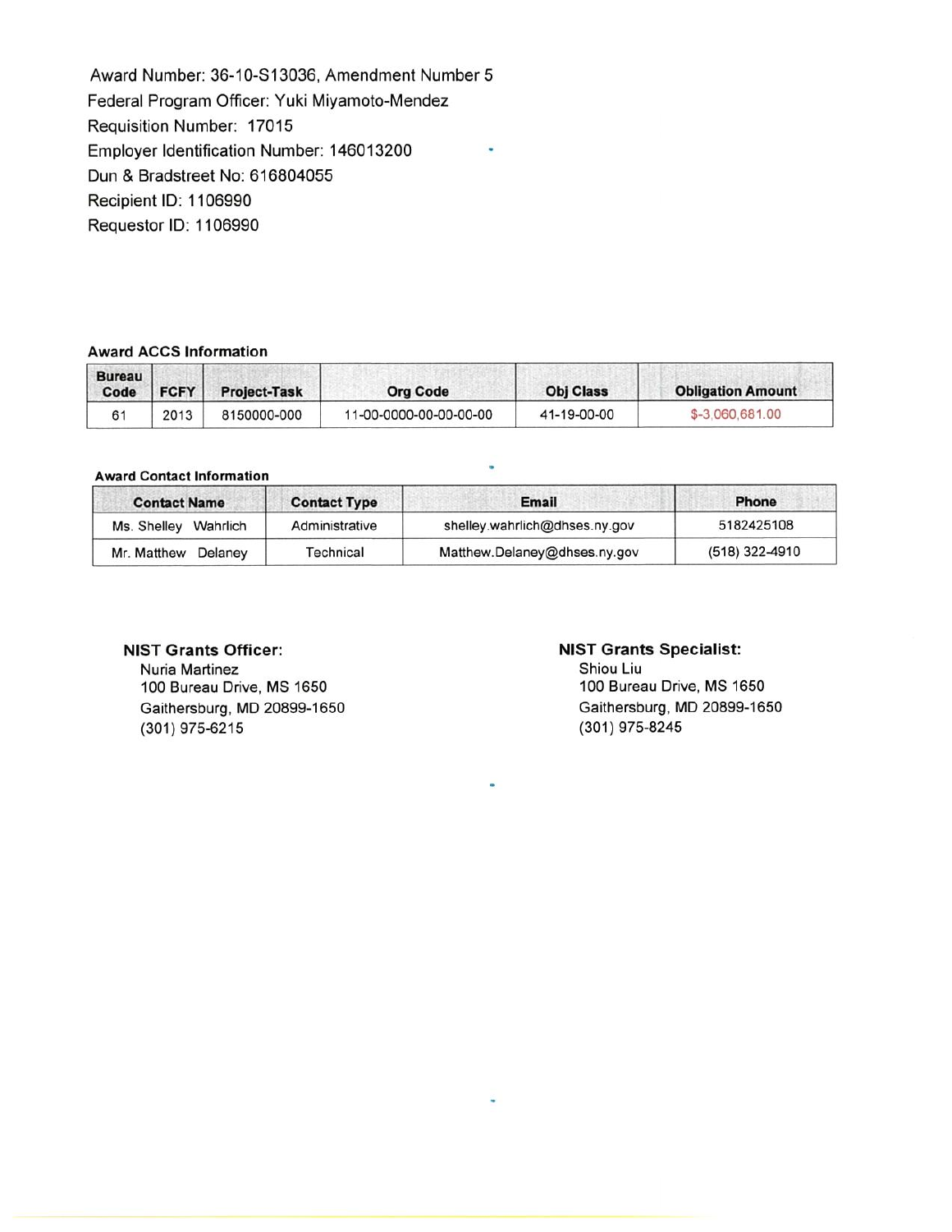Award Number: 36-10-S13036, Amendment Number 5
Federal Program Officer: Yuki Miyamoto-Mendez
Requisition Number: 17015
Employer Identification Number: 146013200
Dun & Bradstreet No: 616804055
Recipient ID: 1106990
Requestor ID: 1106990

**Award ACCS Information**

| Bureau Code | FCFY | Project-Task | Org Code | Obj Class | Obligation Amount |
|---|---|---|---|---|---|
| 61 | 2013 | 8150000-000 | 11-00-0000-00-00-00-00 | 41-19-00-00 | $-3,060,681.00 |

**Award Contact Information**

| Contact Name | Contact Type | Email | Phone |
|---|---|---|---|
| Ms. Shelley Wahrlich | Administrative | shelley.wahrlich@dhses.ny.gov | 5182425108 |
| Mr. Matthew Delaney | Technical | Matthew.Delaney@dhses.ny.gov | (518) 322-4910 |

**NIST Grants Officer:**
Nuria Martinez
100 Bureau Drive, MS 1650
Gaithersburg, MD 20899-1650
(301) 975-6215

**NIST Grants Specialist:**
Shiou Liu
100 Bureau Drive, MS 1650
Gaithersburg, MD 20899-1650
(301) 975-8245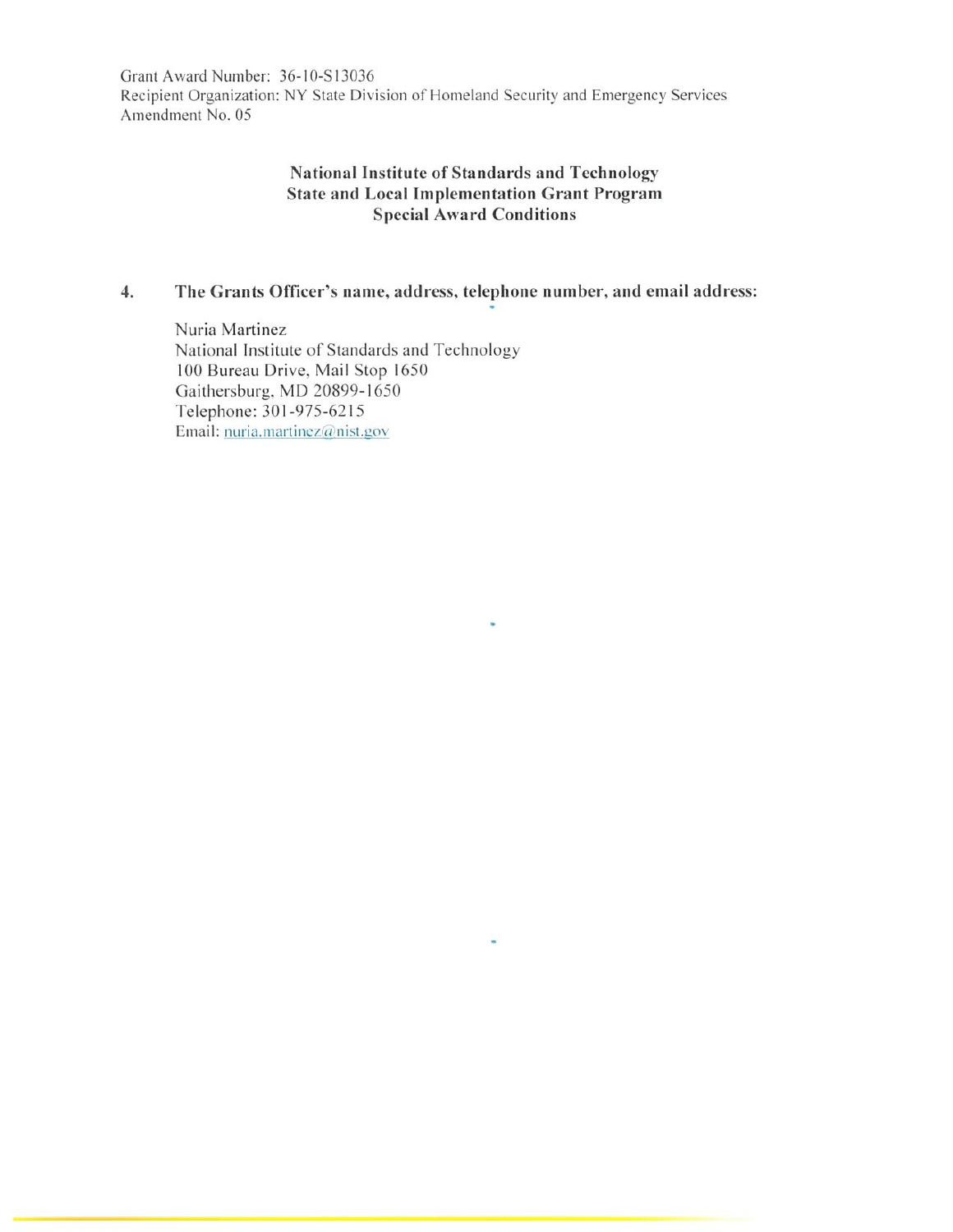Grant Award Number: 36-10-S13036
Recipient Organization: NY State Division of Homeland Security and Emergency Services
Amendment No. 05

**National Institute of Standards and Technology**
**State and Local Implementation Grant Program**
**Special Award Conditions**

4. **The Grants Officer's name, address, telephone number, and email address:**

   Nuria Martinez
   National Institute of Standards and Technology
   100 Bureau Drive, Mail Stop 1650
   Gaithersburg, MD 20899-1650
   Telephone: 301-975-6215
   Email: nuria.martinez@nist.gov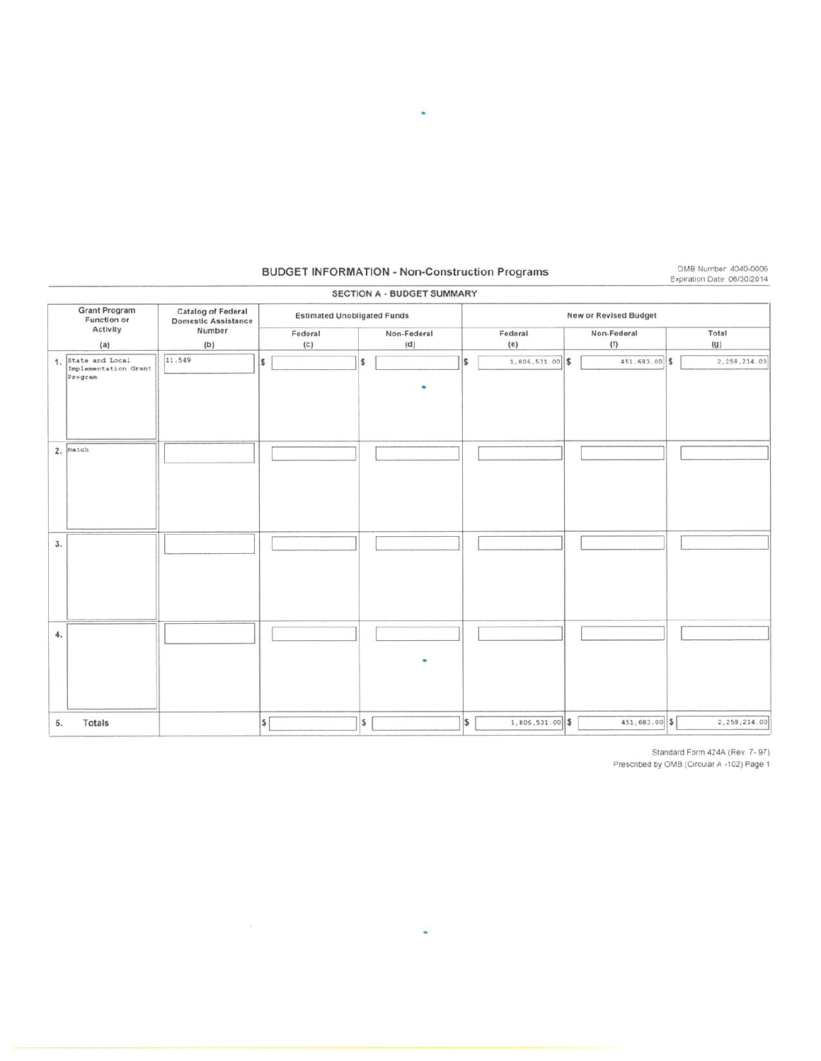## BUDGET INFORMATION - Non-Construction Programs

OMB Number: 4040-0006
Expiration Date: 06/30/2014

### SECTION A - BUDGET SUMMARY

| Grant Program Function or Activity (a) | Catalog of Federal Domestic Assistance Number (b) | Estimated Unobligated Funds | | New or Revised Budget | | |
|---|---|---|---|---|---|---|
| | | Federal (c) | Non-Federal (d) | Federal (e) | Non-Federal (f) | Total (g) |
| 1. State and Local Implementation Grant Program | 11.549 | $ | $ | $ 1,806,531.00 | $ 451,683.00 | $ 2,258,214.00 |
| 2. Match | | | | | | |
| 3. | | | | | | |
| 4. | | | | | | |
| 5. Totals | | $ | $ | $ 1,806,531.00 | $ 451,683.00 | $ 2,258,214.00 |

Standard Form 424A (Rev. 7- 97)
Prescribed by OMB (Circular A -102) Page 1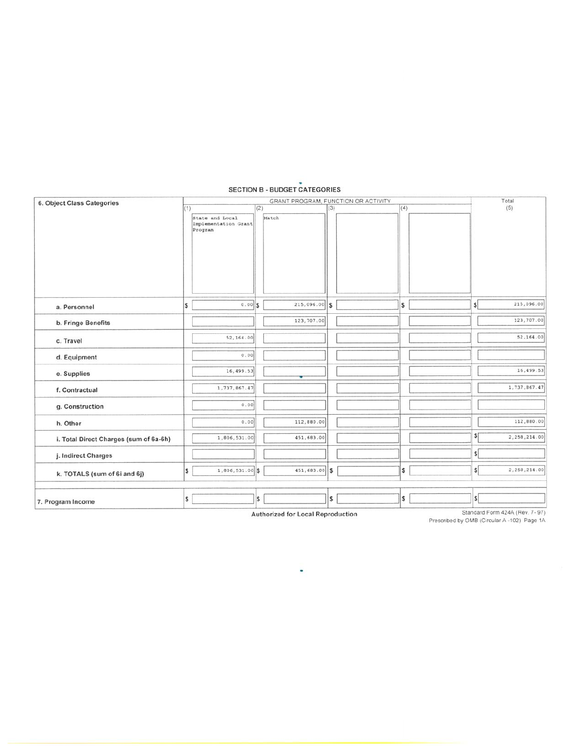## SECTION B - BUDGET CATEGORIES

| 6. Object Class Categories | GRANT PROGRAM, FUNCTION OR ACTIVITY | | | | Total |
|---|---|---|---|---|---|
| | (1) State and Local Implementation Grant Program | (2) Match | (3) | (4) | (5) |
| a. Personnel | $ 0.00 | $ 215,096.00 | $ | $ | $ 215,096.00 |
| b. Fringe Benefits | | 123,707.00 | | | 123,707.00 |
| c. Travel | 52,164.00 | | | | 52,164.00 |
| d. Equipment | 0.00 | | | | |
| e. Supplies | 16,499.53 | | | | 16,499.53 |
| f. Contractual | 1,737,867.47 | | | | 1,737,867.47 |
| g. Construction | 0.00 | | | | |
| h. Other | 0.00 | 112,880.00 | | | 112,880.00 |
| i. Total Direct Charges (sum of 6a-6h) | 1,806,531.00 | 451,683.00 | | | $ 2,258,214.00 |
| j. Indirect Charges | | | | | $ |
| k. TOTALS (sum of 6i and 6j) | $ 1,806,531.00 | $ 451,683.00 | $ | $ | $ 2,258,214.00 |
| | | | | | |
| 7. Program Income | $ | $ | $ | $ | $ |

**Authorized for Local Reproduction**

Standard Form 424A (Rev. 7-97)
Prescribed by OMB (Circular A-102) Page 1A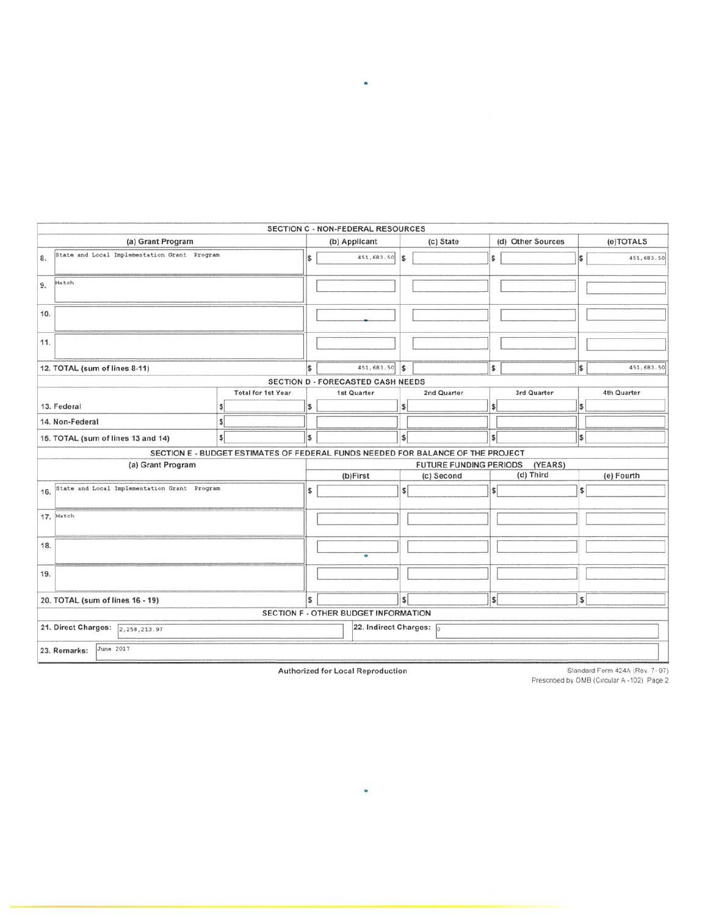## SECTION C - NON-FEDERAL RESOURCES

| (a) Grant Program | (b) Applicant | (c) State | (d) Other Sources | (e)TOTALS |
|---|---|---|---|---|
| 8. State and Local Implementation Grant Program | $ 451,683.50 | $ | $ | $ 451,683.50 |
| 9. Match | | | | |
| 10. | | | | |
| 11. | | | | |
| 12. TOTAL (sum of lines 8-11) | $ 451,683.50 | $ | $ | $ 451,683.50 |

## SECTION D - FORECASTED CASH NEEDS

| | Total for 1st Year | 1st Quarter | 2nd Quarter | 3rd Quarter | 4th Quarter |
|---|---|---|---|---|---|
| 13. Federal | $ | $ | $ | $ | $ |
| 14. Non-Federal | $ | | | | |
| 15. TOTAL (sum of lines 13 and 14) | $ | $ | $ | $ | $ |

## SECTION E - BUDGET ESTIMATES OF FEDERAL FUNDS NEEDED FOR BALANCE OF THE PROJECT

| (a) Grant Program | FUTURE FUNDING PERIODS (YEARS) | | | |
|---|---|---|---|---|
| | (b)First | (c) Second | (d) Third | (e) Fourth |
| 16. State and Local Implementation Grant Program | $ | $ | $ | $ |
| 17. Match | | | | |
| 18. | | | | |
| 19. | | | | |
| 20. TOTAL (sum of lines 16 - 19) | $ | $ | $ | $ |

## SECTION F - OTHER BUDGET INFORMATION

21. Direct Charges: 2,258,213.97

22. Indirect Charges: 0

23. Remarks: June 2017

**Authorized for Local Reproduction**

Standard Form 424A (Rev. 7- 97)
Prescribed by OMB (Circular A -102) Page 2